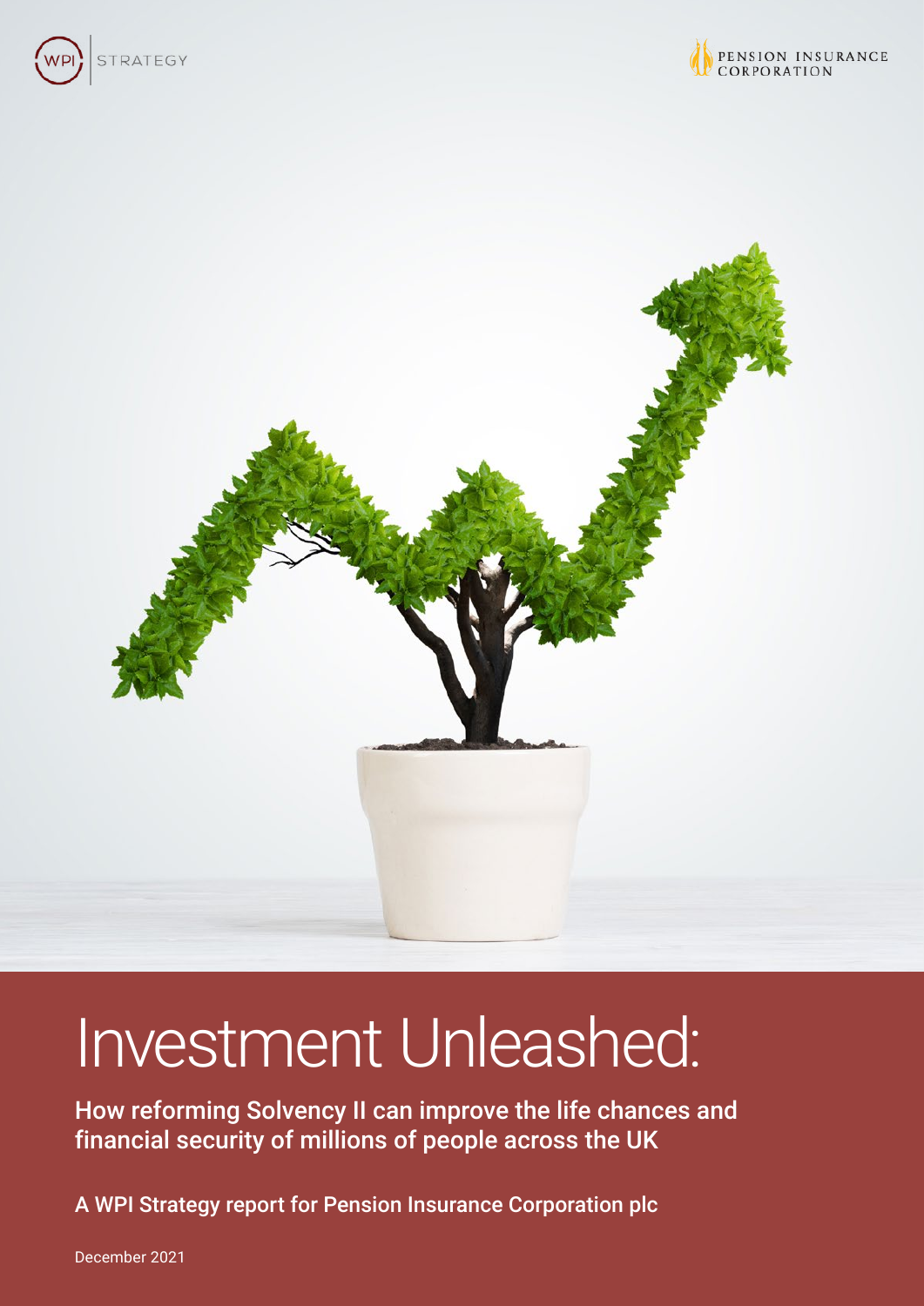WPI STRATEGY

PENSION INSURANCE CORPORATION

# Investment Unleashed:

## How reforming Solvency II can improve the life chances and financial security of millions of people across the UK

A WPI Strategy report for Pension Insurance Corporation plc

December 2021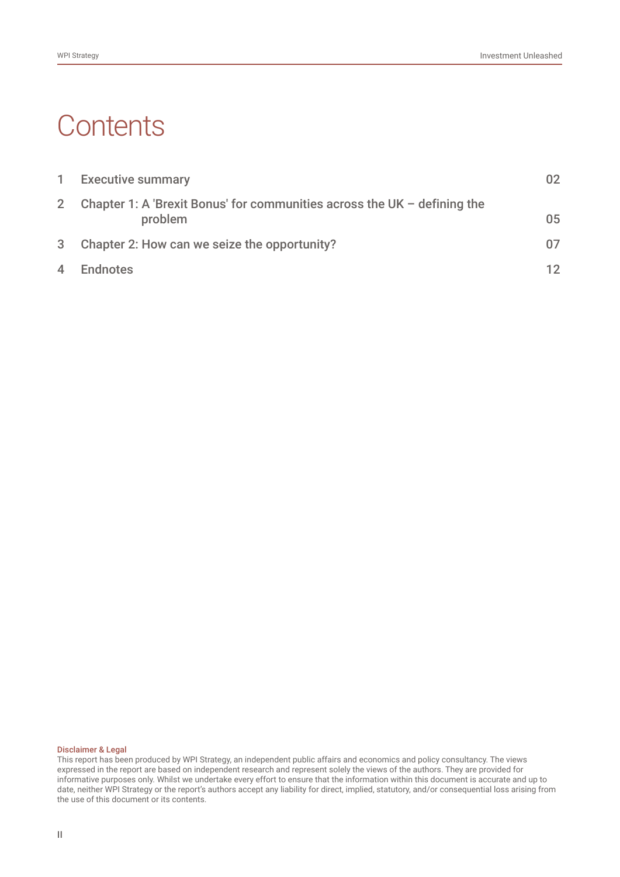# Contents

| | | |
|---|---|---|
| 1 | Executive summary | 02 |
| 2 | Chapter 1: A 'Brexit Bonus' for communities across the UK – defining the problem | 05 |
| 3 | Chapter 2: How can we seize the opportunity? | 07 |
| 4 | Endnotes | 12 |

**Disclaimer & Legal**

This report has been produced by WPI Strategy, an independent public affairs and economics and policy consultancy. The views expressed in the report are based on independent research and represent solely the views of the authors. They are provided for informative purposes only. Whilst we undertake every effort to ensure that the information within this document is accurate and up to date, neither WPI Strategy or the report's authors accept any liability for direct, implied, statutory, and/or consequential loss arising from the use of this document or its contents.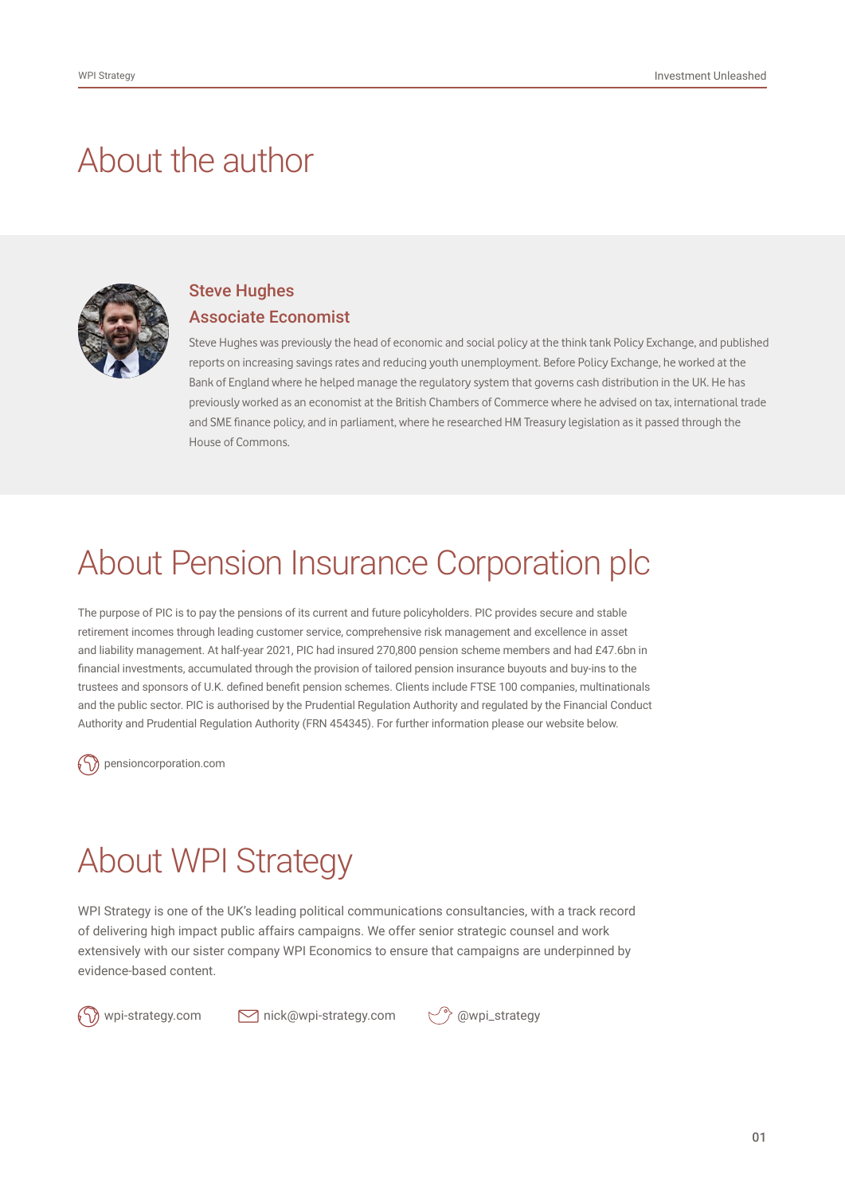# About the author

### Steve Hughes
### Associate Economist

Steve Hughes was previously the head of economic and social policy at the think tank Policy Exchange, and published reports on increasing savings rates and reducing youth unemployment. Before Policy Exchange, he worked at the Bank of England where he helped manage the regulatory system that governs cash distribution in the UK. He has previously worked as an economist at the British Chambers of Commerce where he advised on tax, international trade and SME finance policy, and in parliament, where he researched HM Treasury legislation as it passed through the House of Commons.

# About Pension Insurance Corporation plc

The purpose of PIC is to pay the pensions of its current and future policyholders. PIC provides secure and stable retirement incomes through leading customer service, comprehensive risk management and excellence in asset and liability management. At half-year 2021, PIC had insured 270,800 pension scheme members and had £47.6bn in financial investments, accumulated through the provision of tailored pension insurance buyouts and buy-ins to the trustees and sponsors of U.K. defined benefit pension schemes. Clients include FTSE 100 companies, multinationals and the public sector. PIC is authorised by the Prudential Regulation Authority and regulated by the Financial Conduct Authority and Prudential Regulation Authority (FRN 454345). For further information please our website below.

pensioncorporation.com

# About WPI Strategy

WPI Strategy is one of the UK's leading political communications consultancies, with a track record of delivering high impact public affairs campaigns. We offer senior strategic counsel and work extensively with our sister company WPI Economics to ensure that campaigns are underpinned by evidence-based content.

wpi-strategy.com nick@wpi-strategy.com @wpi_strategy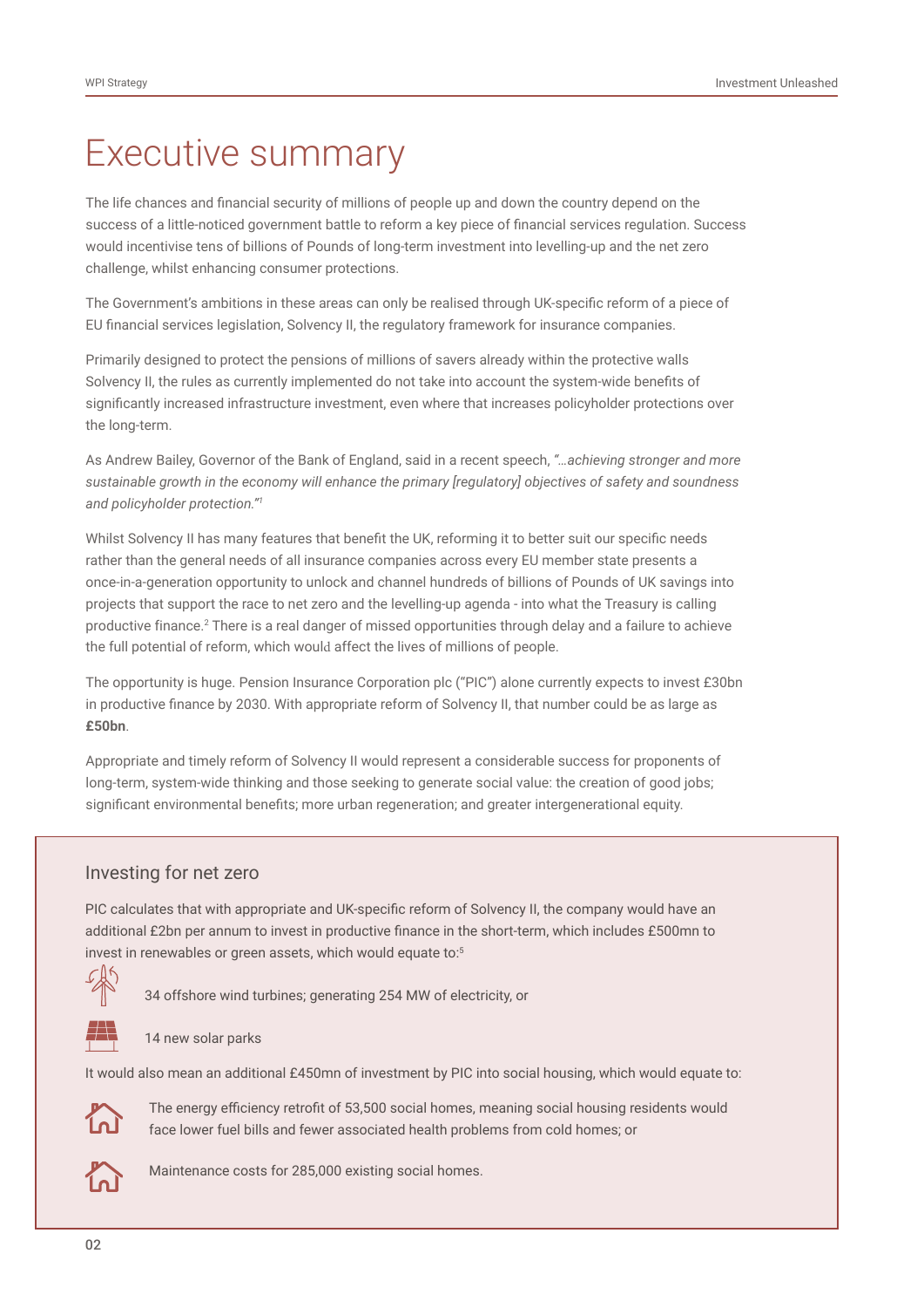# Executive summary

The life chances and financial security of millions of people up and down the country depend on the success of a little-noticed government battle to reform a key piece of financial services regulation. Success would incentivise tens of billions of Pounds of long-term investment into levelling-up and the net zero challenge, whilst enhancing consumer protections.

The Government's ambitions in these areas can only be realised through UK-specific reform of a piece of EU financial services legislation, Solvency II, the regulatory framework for insurance companies.

Primarily designed to protect the pensions of millions of savers already within the protective walls Solvency II, the rules as currently implemented do not take into account the system-wide benefits of significantly increased infrastructure investment, even where that increases policyholder protections over the long-term.

As Andrew Bailey, Governor of the Bank of England, said in a recent speech, *"…achieving stronger and more sustainable growth in the economy will enhance the primary [regulatory] objectives of safety and soundness and policyholder protection."*[1]

Whilst Solvency II has many features that benefit the UK, reforming it to better suit our specific needs rather than the general needs of all insurance companies across every EU member state presents a once-in-a-generation opportunity to unlock and channel hundreds of billions of Pounds of UK savings into projects that support the race to net zero and the levelling-up agenda - into what the Treasury is calling productive finance.[2] There is a real danger of missed opportunities through delay and a failure to achieve the full potential of reform, which would affect the lives of millions of people.

The opportunity is huge. Pension Insurance Corporation plc ("PIC") alone currently expects to invest £30bn in productive finance by 2030. With appropriate reform of Solvency II, that number could be as large as **£50bn**.

Appropriate and timely reform of Solvency II would represent a considerable success for proponents of long-term, system-wide thinking and those seeking to generate social value: the creation of good jobs; significant environmental benefits; more urban regeneration; and greater intergenerational equity.

## Investing for net zero

PIC calculates that with appropriate and UK-specific reform of Solvency II, the company would have an additional £2bn per annum to invest in productive finance in the short-term, which includes £500mn to invest in renewables or green assets, which would equate to:[5]

- 34 offshore wind turbines; generating 254 MW of electricity, or
- 14 new solar parks

It would also mean an additional £450mn of investment by PIC into social housing, which would equate to:

- The energy efficiency retrofit of 53,500 social homes, meaning social housing residents would face lower fuel bills and fewer associated health problems from cold homes; or
- Maintenance costs for 285,000 existing social homes.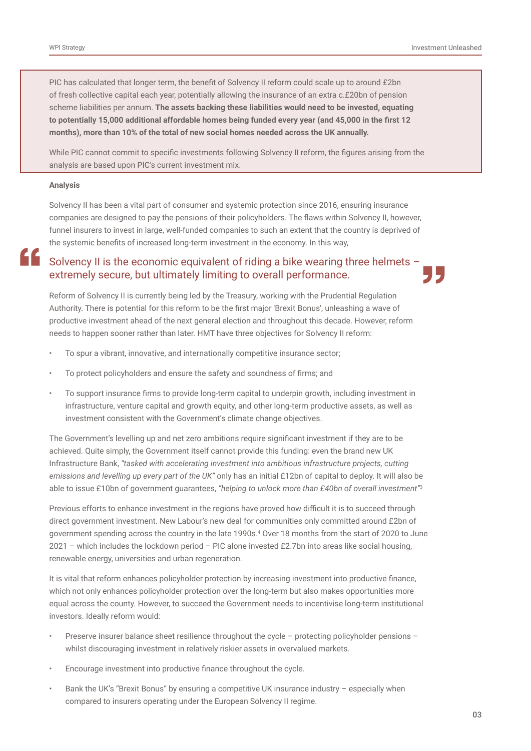PIC has calculated that longer term, the benefit of Solvency II reform could scale up to around £2bn of fresh collective capital each year, potentially allowing the insurance of an extra c.£20bn of pension scheme liabilities per annum. **The assets backing these liabilities would need to be invested, equating to potentially 15,000 additional affordable homes being funded every year (and 45,000 in the first 12 months), more than 10% of the total of new social homes needed across the UK annually.**

While PIC cannot commit to specific investments following Solvency II reform, the figures arising from the analysis are based upon PIC's current investment mix.

**Analysis**

Solvency II has been a vital part of consumer and systemic protection since 2016, ensuring insurance companies are designed to pay the pensions of their policyholders. The flaws within Solvency II, however, funnel insurers to invest in large, well-funded companies to such an extent that the country is deprived of the systemic benefits of increased long-term investment in the economy. In this way,

> Solvency II is the economic equivalent of riding a bike wearing three helmets – extremely secure, but ultimately limiting to overall performance.

Reform of Solvency II is currently being led by the Treasury, working with the Prudential Regulation Authority. There is potential for this reform to be the first major 'Brexit Bonus', unleashing a wave of productive investment ahead of the next general election and throughout this decade. However, reform needs to happen sooner rather than later. HMT have three objectives for Solvency II reform:

- To spur a vibrant, innovative, and internationally competitive insurance sector;
- To protect policyholders and ensure the safety and soundness of firms; and
- To support insurance firms to provide long-term capital to underpin growth, including investment in infrastructure, venture capital and growth equity, and other long-term productive assets, as well as investment consistent with the Government's climate change objectives.

The Government's levelling up and net zero ambitions require significant investment if they are to be achieved. Quite simply, the Government itself cannot provide this funding: even the brand new UK Infrastructure Bank, *"tasked with accelerating investment into ambitious infrastructure projects, cutting emissions and levelling up every part of the UK"* only has an initial £12bn of capital to deploy. It will also be able to issue £10bn of government guarantees, *"helping to unlock more than £40bn of overall investment"*[3]

Previous efforts to enhance investment in the regions have proved how difficult it is to succeed through direct government investment. New Labour's new deal for communities only committed around £2bn of government spending across the country in the late 1990s.[4] Over 18 months from the start of 2020 to June 2021 – which includes the lockdown period – PIC alone invested £2.7bn into areas like social housing, renewable energy, universities and urban regeneration.

It is vital that reform enhances policyholder protection by increasing investment into productive finance, which not only enhances policyholder protection over the long-term but also makes opportunities more equal across the county. However, to succeed the Government needs to incentivise long-term institutional investors. Ideally reform would:

- Preserve insurer balance sheet resilience throughout the cycle – protecting policyholder pensions – whilst discouraging investment in relatively riskier assets in overvalued markets.
- Encourage investment into productive finance throughout the cycle.
- Bank the UK's "Brexit Bonus" by ensuring a competitive UK insurance industry – especially when compared to insurers operating under the European Solvency II regime.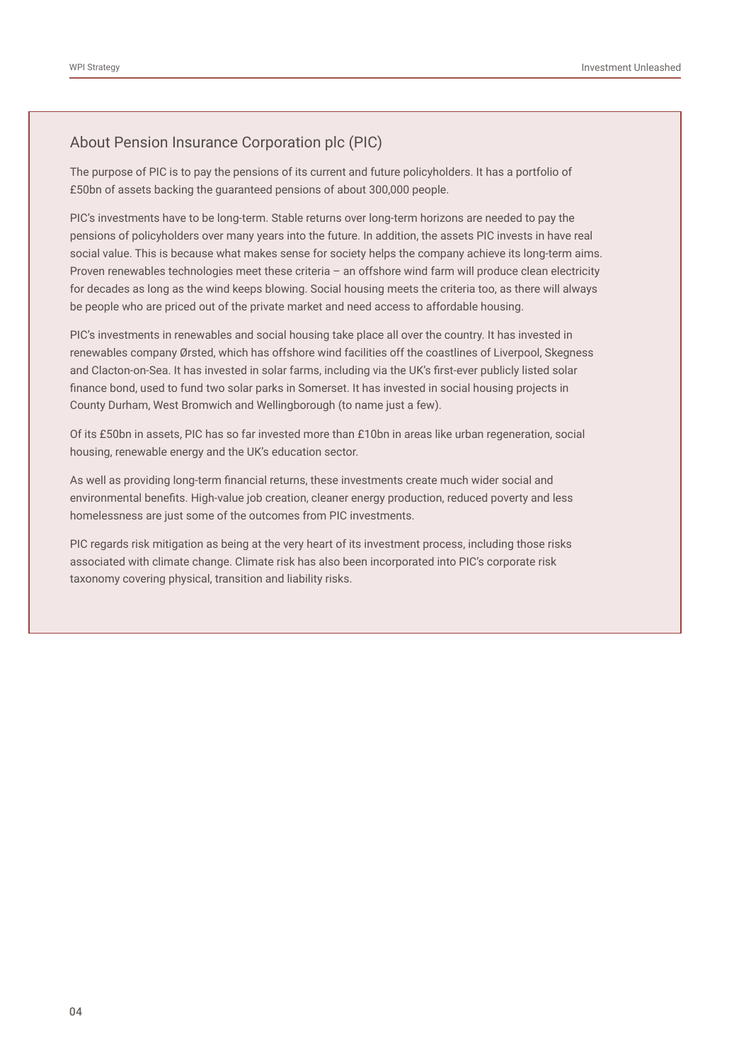## About Pension Insurance Corporation plc (PIC)

The purpose of PIC is to pay the pensions of its current and future policyholders. It has a portfolio of £50bn of assets backing the guaranteed pensions of about 300,000 people.

PIC's investments have to be long-term. Stable returns over long-term horizons are needed to pay the pensions of policyholders over many years into the future. In addition, the assets PIC invests in have real social value. This is because what makes sense for society helps the company achieve its long-term aims. Proven renewables technologies meet these criteria – an offshore wind farm will produce clean electricity for decades as long as the wind keeps blowing. Social housing meets the criteria too, as there will always be people who are priced out of the private market and need access to affordable housing.

PIC's investments in renewables and social housing take place all over the country. It has invested in renewables company Ørsted, which has offshore wind facilities off the coastlines of Liverpool, Skegness and Clacton-on-Sea. It has invested in solar farms, including via the UK's first-ever publicly listed solar finance bond, used to fund two solar parks in Somerset. It has invested in social housing projects in County Durham, West Bromwich and Wellingborough (to name just a few).

Of its £50bn in assets, PIC has so far invested more than £10bn in areas like urban regeneration, social housing, renewable energy and the UK's education sector.

As well as providing long-term financial returns, these investments create much wider social and environmental benefits. High-value job creation, cleaner energy production, reduced poverty and less homelessness are just some of the outcomes from PIC investments.

PIC regards risk mitigation as being at the very heart of its investment process, including those risks associated with climate change. Climate risk has also been incorporated into PIC's corporate risk taxonomy covering physical, transition and liability risks.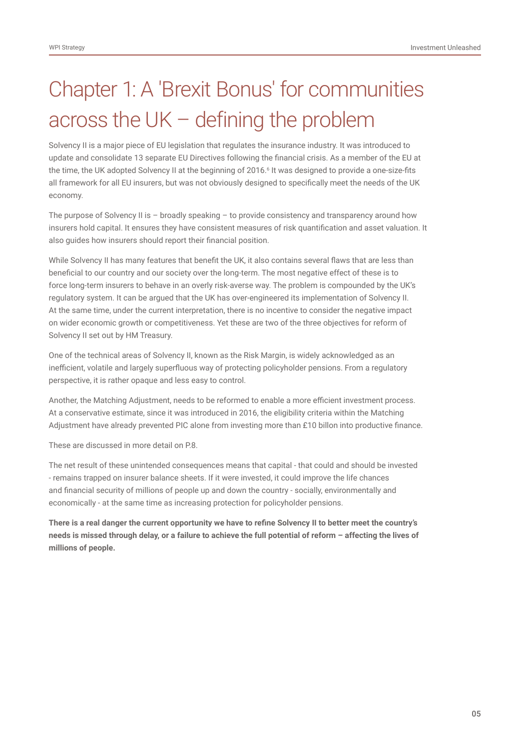# Chapter 1: A 'Brexit Bonus' for communities across the UK – defining the problem

Solvency II is a major piece of EU legislation that regulates the insurance industry. It was introduced to update and consolidate 13 separate EU Directives following the financial crisis. As a member of the EU at the time, the UK adopted Solvency II at the beginning of 2016.[6] It was designed to provide a one-size-fits all framework for all EU insurers, but was not obviously designed to specifically meet the needs of the UK economy.

The purpose of Solvency II is – broadly speaking – to provide consistency and transparency around how insurers hold capital. It ensures they have consistent measures of risk quantification and asset valuation. It also guides how insurers should report their financial position.

While Solvency II has many features that benefit the UK, it also contains several flaws that are less than beneficial to our country and our society over the long-term. The most negative effect of these is to force long-term insurers to behave in an overly risk-averse way. The problem is compounded by the UK's regulatory system. It can be argued that the UK has over-engineered its implementation of Solvency II. At the same time, under the current interpretation, there is no incentive to consider the negative impact on wider economic growth or competitiveness. Yet these are two of the three objectives for reform of Solvency II set out by HM Treasury.

One of the technical areas of Solvency II, known as the Risk Margin, is widely acknowledged as an inefficient, volatile and largely superfluous way of protecting policyholder pensions. From a regulatory perspective, it is rather opaque and less easy to control.

Another, the Matching Adjustment, needs to be reformed to enable a more efficient investment process. At a conservative estimate, since it was introduced in 2016, the eligibility criteria within the Matching Adjustment have already prevented PIC alone from investing more than £10 billon into productive finance.

These are discussed in more detail on P.8.

The net result of these unintended consequences means that capital - that could and should be invested - remains trapped on insurer balance sheets. If it were invested, it could improve the life chances and financial security of millions of people up and down the country - socially, environmentally and economically - at the same time as increasing protection for policyholder pensions.

**There is a real danger the current opportunity we have to refine Solvency II to better meet the country's needs is missed through delay, or a failure to achieve the full potential of reform – affecting the lives of millions of people.**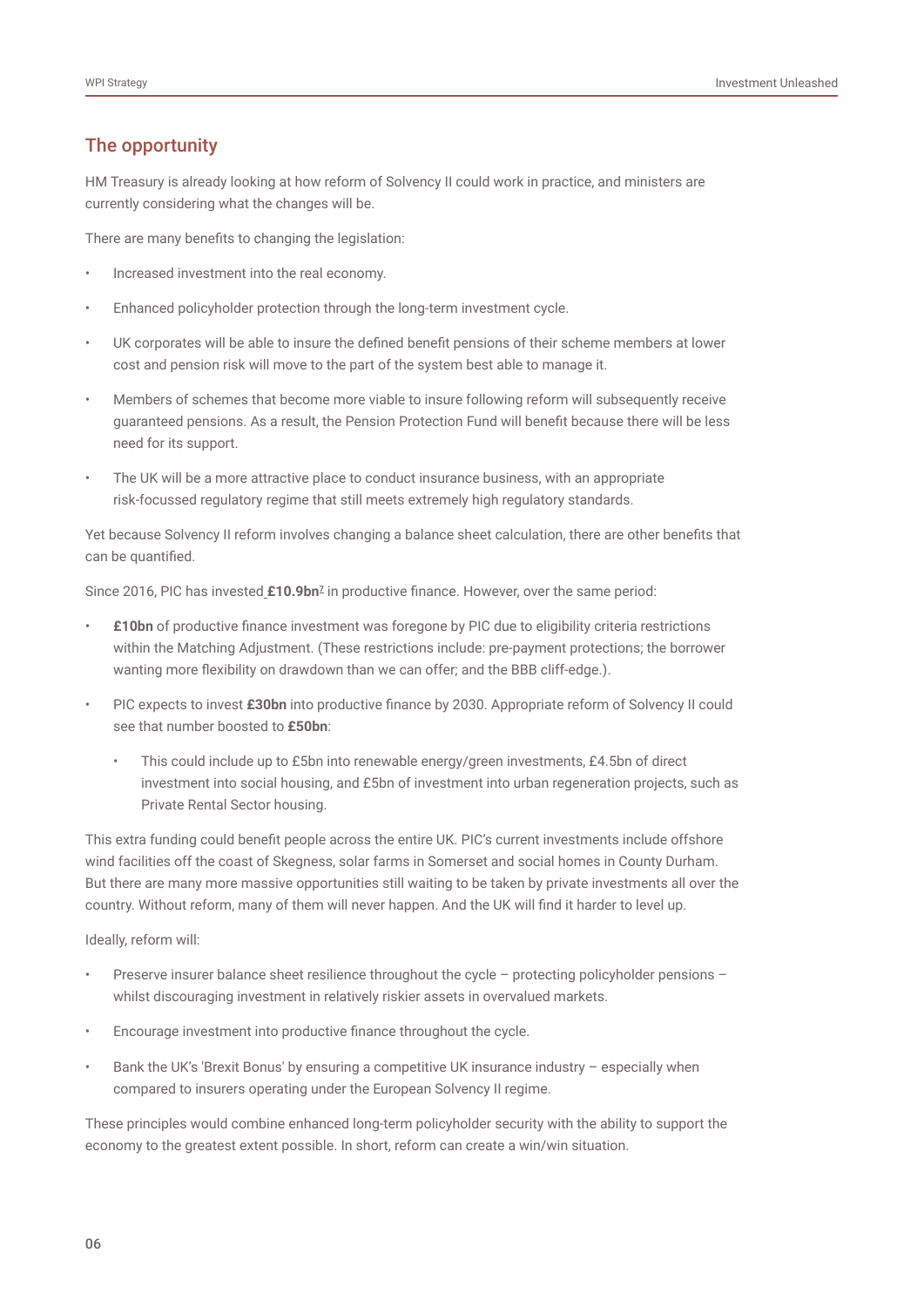## The opportunity

HM Treasury is already looking at how reform of Solvency II could work in practice, and ministers are currently considering what the changes will be.

There are many benefits to changing the legislation:

- Increased investment into the real economy.
- Enhanced policyholder protection through the long-term investment cycle.
- UK corporates will be able to insure the defined benefit pensions of their scheme members at lower cost and pension risk will move to the part of the system best able to manage it.
- Members of schemes that become more viable to insure following reform will subsequently receive guaranteed pensions. As a result, the Pension Protection Fund will benefit because there will be less need for its support.
- The UK will be a more attractive place to conduct insurance business, with an appropriate risk-focussed regulatory regime that still meets extremely high regulatory standards.

Yet because Solvency II reform involves changing a balance sheet calculation, there are other benefits that can be quantified.

Since 2016, PIC has invested **£10.9bn**[7] in productive finance. However, over the same period:

- **£10bn** of productive finance investment was foregone by PIC due to eligibility criteria restrictions within the Matching Adjustment. (These restrictions include: pre-payment protections; the borrower wanting more flexibility on drawdown than we can offer; and the BBB cliff-edge.).
- PIC expects to invest **£30bn** into productive finance by 2030. Appropriate reform of Solvency II could see that number boosted to **£50bn**:
    - This could include up to £5bn into renewable energy/green investments, £4.5bn of direct investment into social housing, and £5bn of investment into urban regeneration projects, such as Private Rental Sector housing.

This extra funding could benefit people across the entire UK. PIC's current investments include offshore wind facilities off the coast of Skegness, solar farms in Somerset and social homes in County Durham. But there are many more massive opportunities still waiting to be taken by private investments all over the country. Without reform, many of them will never happen. And the UK will find it harder to level up.

Ideally, reform will:

- Preserve insurer balance sheet resilience throughout the cycle – protecting policyholder pensions – whilst discouraging investment in relatively riskier assets in overvalued markets.
- Encourage investment into productive finance throughout the cycle.
- Bank the UK's 'Brexit Bonus' by ensuring a competitive UK insurance industry – especially when compared to insurers operating under the European Solvency II regime.

These principles would combine enhanced long-term policyholder security with the ability to support the economy to the greatest extent possible. In short, reform can create a win/win situation.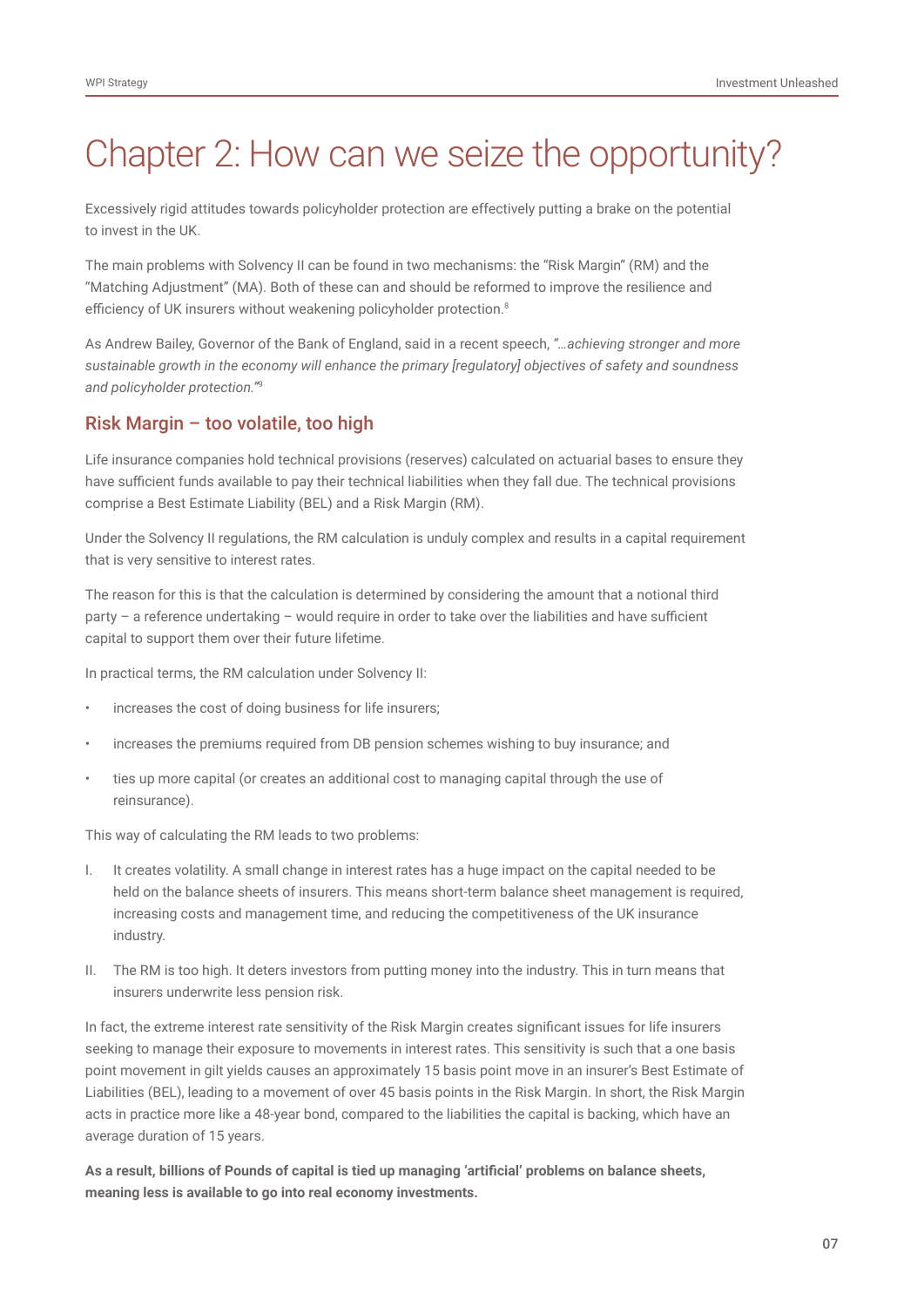# Chapter 2: How can we seize the opportunity?

Excessively rigid attitudes towards policyholder protection are effectively putting a brake on the potential to invest in the UK.

The main problems with Solvency II can be found in two mechanisms: the "Risk Margin" (RM) and the "Matching Adjustment" (MA). Both of these can and should be reformed to improve the resilience and efficiency of UK insurers without weakening policyholder protection.[8]

As Andrew Bailey, Governor of the Bank of England, said in a recent speech, *"…achieving stronger and more sustainable growth in the economy will enhance the primary [regulatory] objectives of safety and soundness and policyholder protection."*[9]

## Risk Margin – too volatile, too high

Life insurance companies hold technical provisions (reserves) calculated on actuarial bases to ensure they have sufficient funds available to pay their technical liabilities when they fall due. The technical provisions comprise a Best Estimate Liability (BEL) and a Risk Margin (RM).

Under the Solvency II regulations, the RM calculation is unduly complex and results in a capital requirement that is very sensitive to interest rates.

The reason for this is that the calculation is determined by considering the amount that a notional third party – a reference undertaking – would require in order to take over the liabilities and have sufficient capital to support them over their future lifetime.

In practical terms, the RM calculation under Solvency II:

- increases the cost of doing business for life insurers;
- increases the premiums required from DB pension schemes wishing to buy insurance; and
- ties up more capital (or creates an additional cost to managing capital through the use of reinsurance).

This way of calculating the RM leads to two problems:

I. It creates volatility. A small change in interest rates has a huge impact on the capital needed to be held on the balance sheets of insurers. This means short-term balance sheet management is required, increasing costs and management time, and reducing the competitiveness of the UK insurance industry.

II. The RM is too high. It deters investors from putting money into the industry. This in turn means that insurers underwrite less pension risk.

In fact, the extreme interest rate sensitivity of the Risk Margin creates significant issues for life insurers seeking to manage their exposure to movements in interest rates. This sensitivity is such that a one basis point movement in gilt yields causes an approximately 15 basis point move in an insurer's Best Estimate of Liabilities (BEL), leading to a movement of over 45 basis points in the Risk Margin. In short, the Risk Margin acts in practice more like a 48-year bond, compared to the liabilities the capital is backing, which have an average duration of 15 years.

**As a result, billions of Pounds of capital is tied up managing 'artificial' problems on balance sheets, meaning less is available to go into real economy investments.**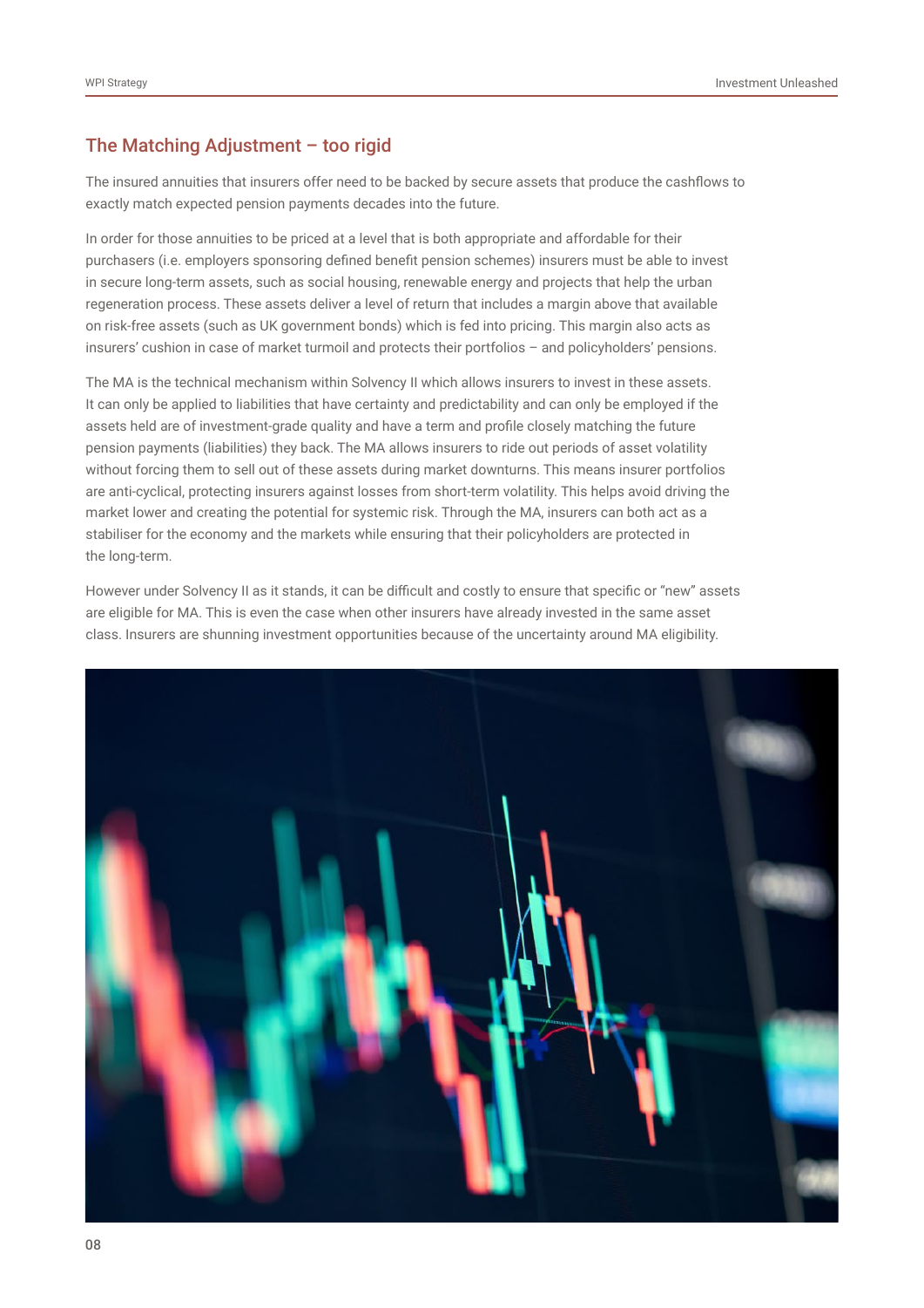## The Matching Adjustment – too rigid

The insured annuities that insurers offer need to be backed by secure assets that produce the cashflows to exactly match expected pension payments decades into the future.

In order for those annuities to be priced at a level that is both appropriate and affordable for their purchasers (i.e. employers sponsoring defined benefit pension schemes) insurers must be able to invest in secure long-term assets, such as social housing, renewable energy and projects that help the urban regeneration process. These assets deliver a level of return that includes a margin above that available on risk-free assets (such as UK government bonds) which is fed into pricing. This margin also acts as insurers' cushion in case of market turmoil and protects their portfolios – and policyholders' pensions.

The MA is the technical mechanism within Solvency II which allows insurers to invest in these assets. It can only be applied to liabilities that have certainty and predictability and can only be employed if the assets held are of investment-grade quality and have a term and profile closely matching the future pension payments (liabilities) they back. The MA allows insurers to ride out periods of asset volatility without forcing them to sell out of these assets during market downturns. This means insurer portfolios are anti-cyclical, protecting insurers against losses from short-term volatility. This helps avoid driving the market lower and creating the potential for systemic risk. Through the MA, insurers can both act as a stabiliser for the economy and the markets while ensuring that their policyholders are protected in the long-term.

However under Solvency II as it stands, it can be difficult and costly to ensure that specific or "new" assets are eligible for MA. This is even the case when other insurers have already invested in the same asset class. Insurers are shunning investment opportunities because of the uncertainty around MA eligibility.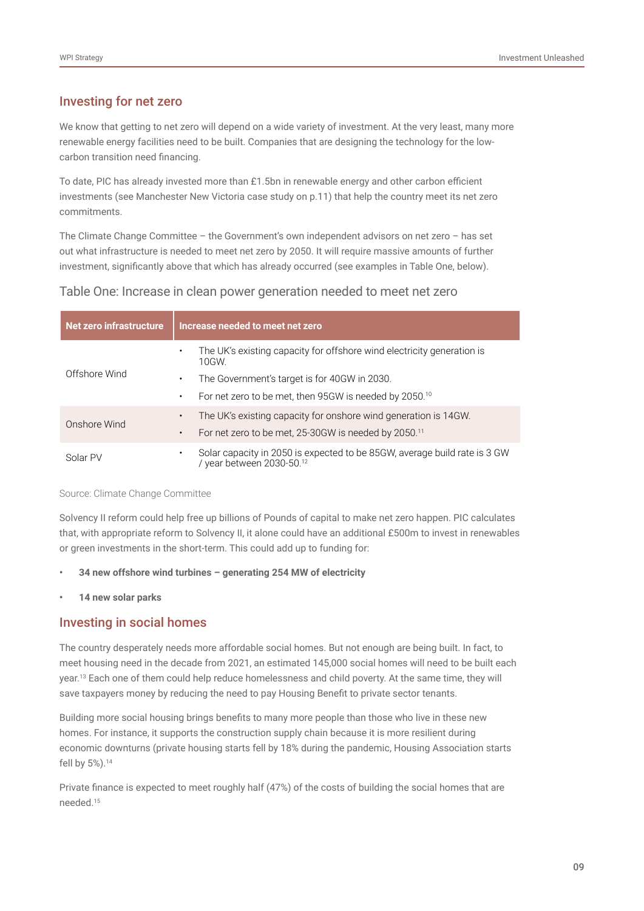## Investing for net zero

We know that getting to net zero will depend on a wide variety of investment. At the very least, many more renewable energy facilities need to be built. Companies that are designing the technology for the low-carbon transition need financing.

To date, PIC has already invested more than £1.5bn in renewable energy and other carbon efficient investments (see Manchester New Victoria case study on p.11) that help the country meet its net zero commitments.

The Climate Change Committee – the Government's own independent advisors on net zero – has set out what infrastructure is needed to meet net zero by 2050. It will require massive amounts of further investment, significantly above that which has already occurred (see examples in Table One, below).

### Table One: Increase in clean power generation needed to meet net zero

| Net zero infrastructure | Increase needed to meet net zero |
|---|---|
| Offshore Wind | • The UK's existing capacity for offshore wind electricity generation is 10GW.<br>• The Government's target is for 40GW in 2030.<br>• For net zero to be met, then 95GW is needed by 2050.[10] |
| Onshore Wind | • The UK's existing capacity for onshore wind generation is 14GW.<br>• For net zero to be met, 25-30GW is needed by 2050.[11] |
| Solar PV | • Solar capacity in 2050 is expected to be 85GW, average build rate is 3 GW / year between 2030-50.[12] |

Source: Climate Change Committee

Solvency II reform could help free up billions of Pounds of capital to make net zero happen. PIC calculates that, with appropriate reform to Solvency II, it alone could have an additional £500m to invest in renewables or green investments in the short-term. This could add up to funding for:

- **34 new offshore wind turbines – generating 254 MW of electricity**
- **14 new solar parks**

## Investing in social homes

The country desperately needs more affordable social homes. But not enough are being built. In fact, to meet housing need in the decade from 2021, an estimated 145,000 social homes will need to be built each year.[13] Each one of them could help reduce homelessness and child poverty. At the same time, they will save taxpayers money by reducing the need to pay Housing Benefit to private sector tenants.

Building more social housing brings benefits to many more people than those who live in these new homes. For instance, it supports the construction supply chain because it is more resilient during economic downturns (private housing starts fell by 18% during the pandemic, Housing Association starts fell by 5%).[14]

Private finance is expected to meet roughly half (47%) of the costs of building the social homes that are needed.[15]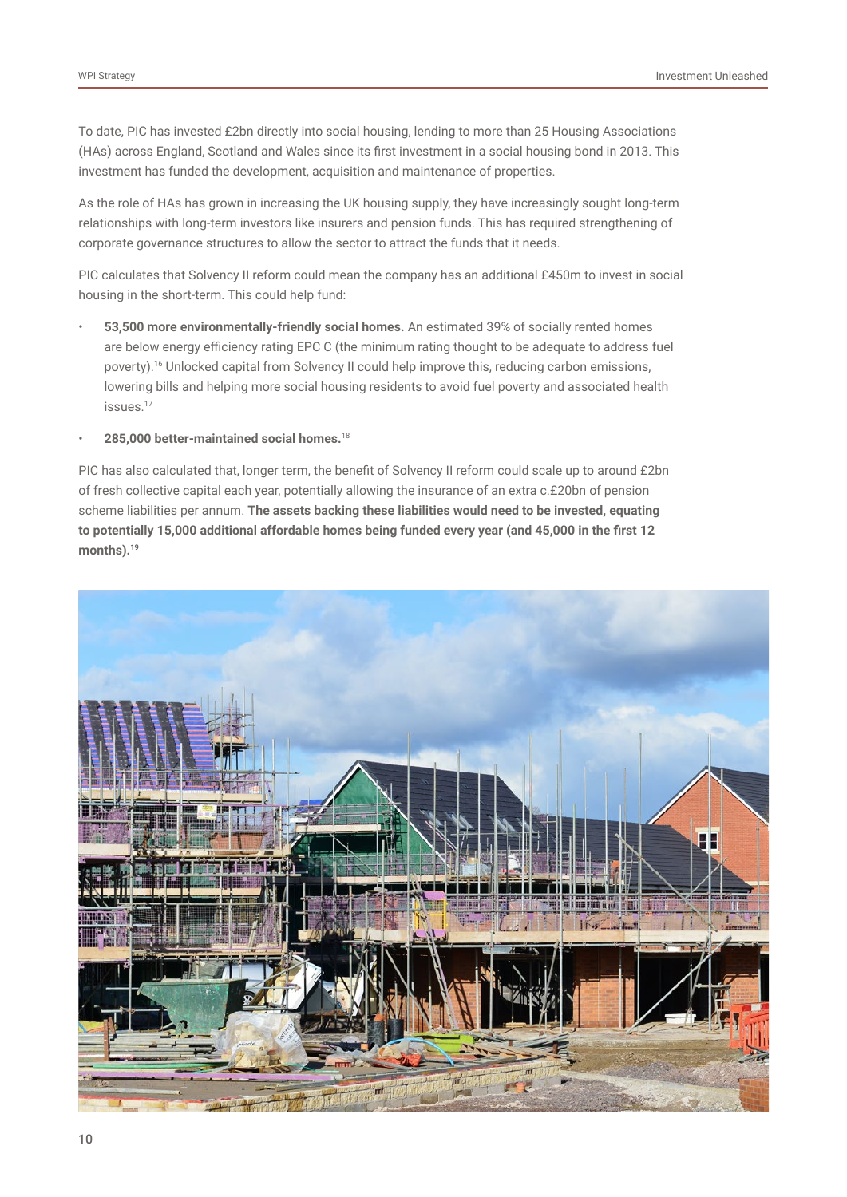To date, PIC has invested £2bn directly into social housing, lending to more than 25 Housing Associations (HAs) across England, Scotland and Wales since its first investment in a social housing bond in 2013. This investment has funded the development, acquisition and maintenance of properties.

As the role of HAs has grown in increasing the UK housing supply, they have increasingly sought long-term relationships with long-term investors like insurers and pension funds. This has required strengthening of corporate governance structures to allow the sector to attract the funds that it needs.

PIC calculates that Solvency II reform could mean the company has an additional £450m to invest in social housing in the short-term. This could help fund:

- **53,500 more environmentally-friendly social homes.** An estimated 39% of socially rented homes are below energy efficiency rating EPC C (the minimum rating thought to be adequate to address fuel poverty).[16] Unlocked capital from Solvency II could help improve this, reducing carbon emissions, lowering bills and helping more social housing residents to avoid fuel poverty and associated health issues.[17]
- **285,000 better-maintained social homes.**[18]

PIC has also calculated that, longer term, the benefit of Solvency II reform could scale up to around £2bn of fresh collective capital each year, potentially allowing the insurance of an extra c.£20bn of pension scheme liabilities per annum. **The assets backing these liabilities would need to be invested, equating to potentially 15,000 additional affordable homes being funded every year (and 45,000 in the first 12 months).**[19]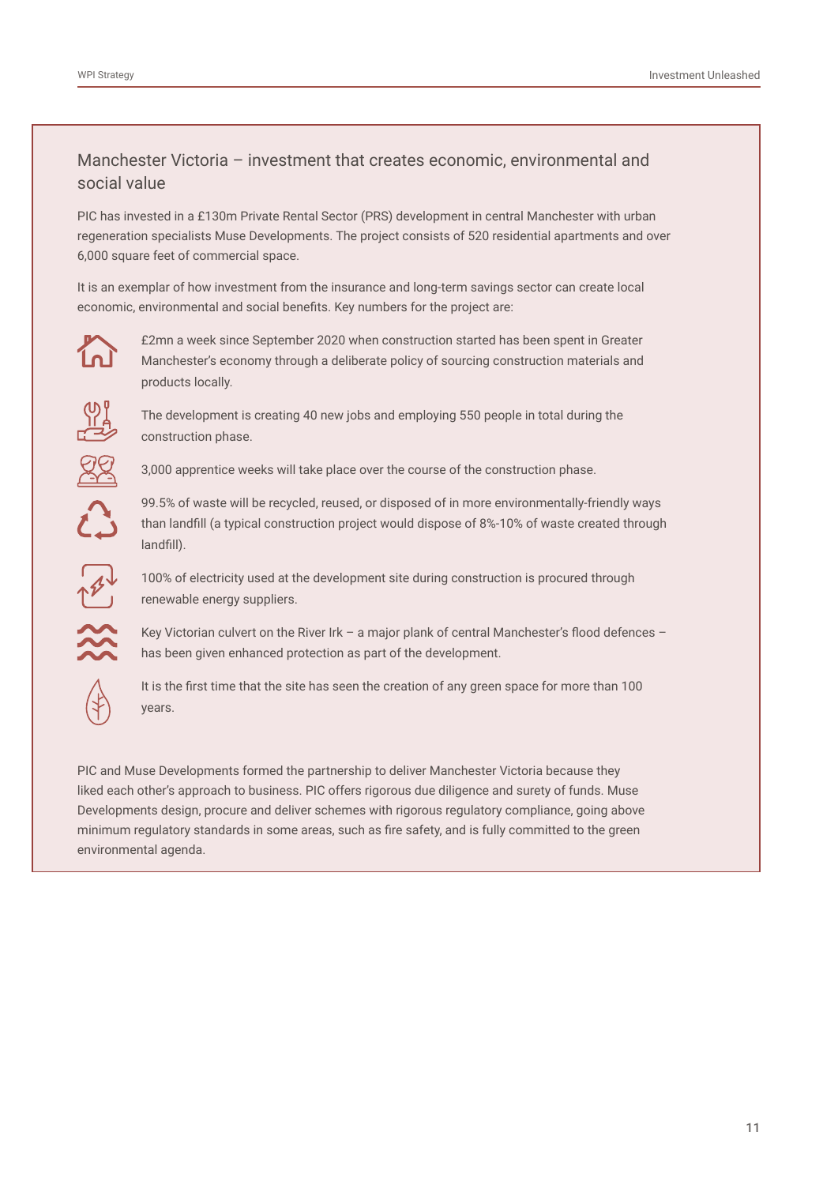## Manchester Victoria – investment that creates economic, environmental and social value

PIC has invested in a £130m Private Rental Sector (PRS) development in central Manchester with urban regeneration specialists Muse Developments. The project consists of 520 residential apartments and over 6,000 square feet of commercial space.

It is an exemplar of how investment from the insurance and long-term savings sector can create local economic, environmental and social benefits. Key numbers for the project are:

- £2mn a week since September 2020 when construction started has been spent in Greater Manchester's economy through a deliberate policy of sourcing construction materials and products locally.
- The development is creating 40 new jobs and employing 550 people in total during the construction phase.
- 3,000 apprentice weeks will take place over the course of the construction phase.
- 99.5% of waste will be recycled, reused, or disposed of in more environmentally-friendly ways than landfill (a typical construction project would dispose of 8%-10% of waste created through landfill).
- 100% of electricity used at the development site during construction is procured through renewable energy suppliers.
- Key Victorian culvert on the River Irk – a major plank of central Manchester's flood defences – has been given enhanced protection as part of the development.
- It is the first time that the site has seen the creation of any green space for more than 100 years.

PIC and Muse Developments formed the partnership to deliver Manchester Victoria because they liked each other's approach to business. PIC offers rigorous due diligence and surety of funds. Muse Developments design, procure and deliver schemes with rigorous regulatory compliance, going above minimum regulatory standards in some areas, such as fire safety, and is fully committed to the green environmental agenda.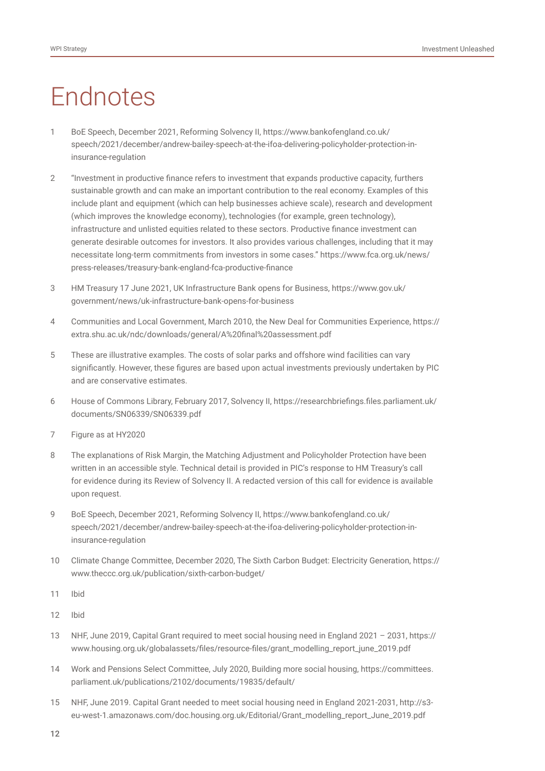# Endnotes

1. BoE Speech, December 2021, Reforming Solvency II, https://www.bankofengland.co.uk/speech/2021/december/andrew-bailey-speech-at-the-ifoa-delivering-policyholder-protection-in-insurance-regulation

2. "Investment in productive finance refers to investment that expands productive capacity, furthers sustainable growth and can make an important contribution to the real economy. Examples of this include plant and equipment (which can help businesses achieve scale), research and development (which improves the knowledge economy), technologies (for example, green technology), infrastructure and unlisted equities related to these sectors. Productive finance investment can generate desirable outcomes for investors. It also provides various challenges, including that it may necessitate long-term commitments from investors in some cases." https://www.fca.org.uk/news/press-releases/treasury-bank-england-fca-productive-finance

3. HM Treasury 17 June 2021, UK Infrastructure Bank opens for Business, https://www.gov.uk/government/news/uk-infrastructure-bank-opens-for-business

4. Communities and Local Government, March 2010, the New Deal for Communities Experience, https://extra.shu.ac.uk/ndc/downloads/general/A%20final%20assessment.pdf

5. These are illustrative examples. The costs of solar parks and offshore wind facilities can vary significantly. However, these figures are based upon actual investments previously undertaken by PIC and are conservative estimates.

6. House of Commons Library, February 2017, Solvency II, https://researchbriefings.files.parliament.uk/documents/SN06339/SN06339.pdf

7. Figure as at HY2020

8. The explanations of Risk Margin, the Matching Adjustment and Policyholder Protection have been written in an accessible style. Technical detail is provided in PIC's response to HM Treasury's call for evidence during its Review of Solvency II. A redacted version of this call for evidence is available upon request.

9. BoE Speech, December 2021, Reforming Solvency II, https://www.bankofengland.co.uk/speech/2021/december/andrew-bailey-speech-at-the-ifoa-delivering-policyholder-protection-in-insurance-regulation

10. Climate Change Committee, December 2020, The Sixth Carbon Budget: Electricity Generation, https://www.theccc.org.uk/publication/sixth-carbon-budget/

11. Ibid

12. Ibid

13. NHF, June 2019, Capital Grant required to meet social housing need in England 2021 – 2031, https://www.housing.org.uk/globalassets/files/resource-files/grant_modelling_report_june_2019.pdf

14. Work and Pensions Select Committee, July 2020, Building more social housing, https://committees.parliament.uk/publications/2102/documents/19835/default/

15. NHF, June 2019. Capital Grant needed to meet social housing need in England 2021-2031, http://s3-eu-west-1.amazonaws.com/doc.housing.org.uk/Editorial/Grant_modelling_report_June_2019.pdf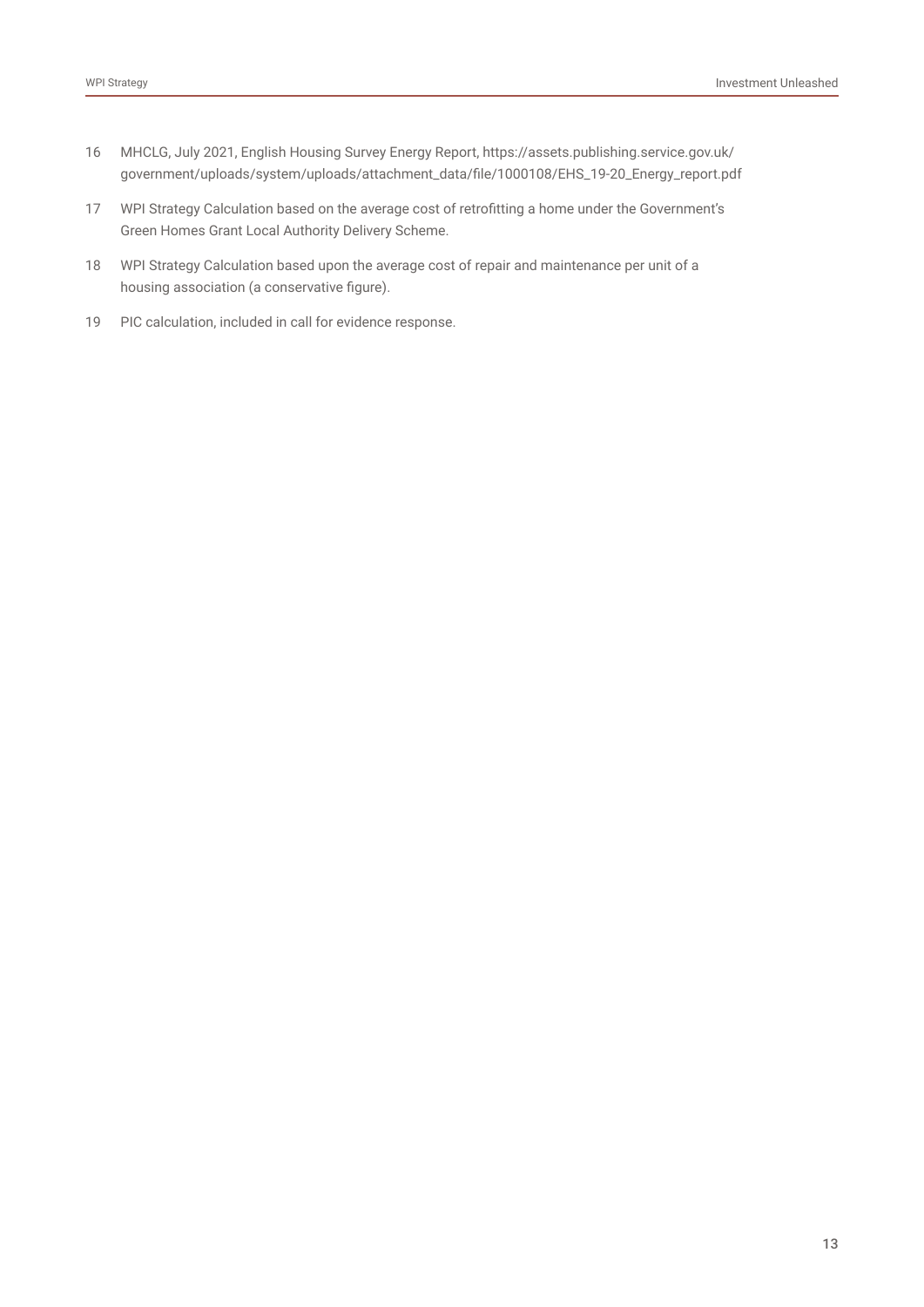16 MHCLG, July 2021, English Housing Survey Energy Report, https://assets.publishing.service.gov.uk/government/uploads/system/uploads/attachment_data/file/1000108/EHS_19-20_Energy_report.pdf

17 WPI Strategy Calculation based on the average cost of retrofitting a home under the Government's Green Homes Grant Local Authority Delivery Scheme.

18 WPI Strategy Calculation based upon the average cost of repair and maintenance per unit of a housing association (a conservative figure).

19 PIC calculation, included in call for evidence response.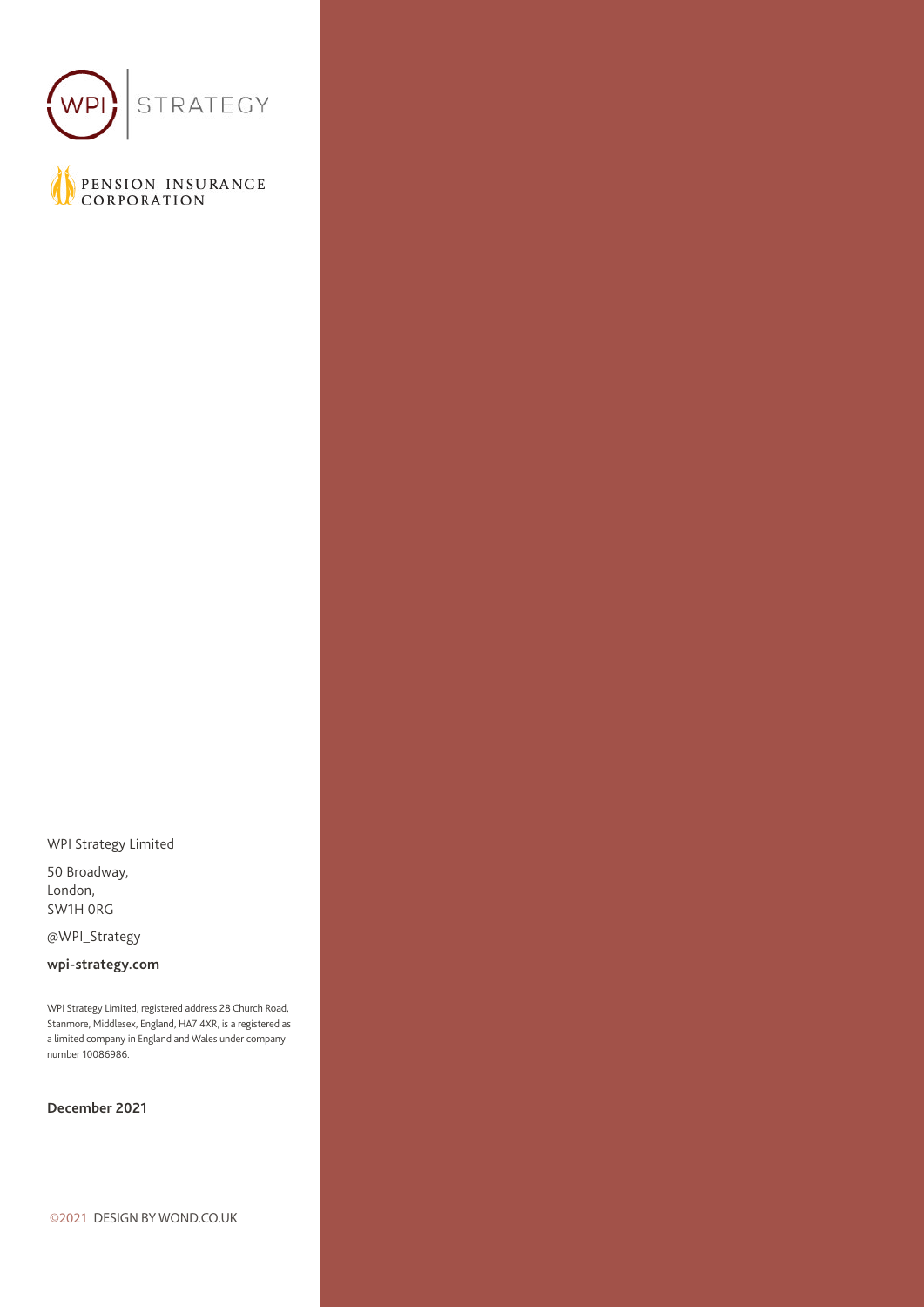WPI STRATEGY

PENSION INSURANCE CORPORATION

WPI Strategy Limited

50 Broadway,
London,
SW1H 0RG

@WPI_Strategy

**wpi-strategy.com**

WPI Strategy Limited, registered address 28 Church Road, Stanmore, Middlesex, England, HA7 4XR, is a registered as a limited company in England and Wales under company number 10086986.

**December 2021**

©2021 DESIGN BY WOND.CO.UK